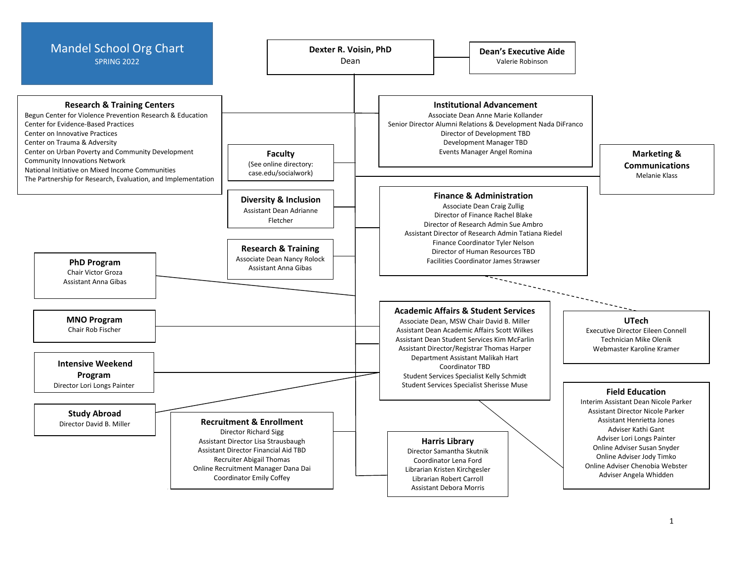# Mandel School Org Chart

SPRING 2022

## Dexter R. Voisin, PhD
Dean

### Dean's Executive Aide
Valerie Robinson

### Research & Training Centers
- Begun Center for Violence Prevention Research & Education
- Center for Evidence-Based Practices
- Center on Innovative Practices
- Center on Trauma & Adversity
- Center on Urban Poverty and Community Development
- Community Innovations Network
- National Initiative on Mixed Income Communities
- The Partnership for Research, Evaluation, and Implementation

### Institutional Advancement
- Associate Dean Anne Marie Kollander
- Senior Director Alumni Relations & Development Nada DiFranco
- Director of Development TBD
- Development Manager TBD
- Events Manager Angel Romina

### Faculty
(See online directory: case.edu/socialwork)

### Marketing & Communications
Melanie Klass

### Diversity & Inclusion
Assistant Dean Adrianne Fletcher

### Finance & Administration
- Associate Dean Craig Zullig
- Director of Finance Rachel Blake
- Director of Research Admin Sue Ambro
- Assistant Director of Research Admin Tatiana Riedel
- Finance Coordinator Tyler Nelson
- Director of Human Resources TBD
- Facilities Coordinator James Strawser

### Research & Training
- Associate Dean Nancy Rolock
- Assistant Anna Gibas

### PhD Program
- Chair Victor Groza
- Assistant Anna Gibas

### UTech
- Executive Director Eileen Connell
- Technician Mike Olenik
- Webmaster Karoline Kramer

### Academic Affairs & Student Services
- Associate Dean, MSW Chair David B. Miller
- Assistant Dean Academic Affairs Scott Wilkes
- Assistant Dean Student Services Kim McFarlin
- Assistant Director/Registrar Thomas Harper
- Department Assistant Malikah Hart
- Coordinator TBD
- Student Services Specialist Kelly Schmidt
- Student Services Specialist Sherisse Muse

### MNO Program
Chair Rob Fischer

### Intensive Weekend Program
Director Lori Longs Painter

### Study Abroad
Director David B. Miller

### Field Education
- Interim Assistant Dean Nicole Parker
- Assistant Director Nicole Parker
- Assistant Henrietta Jones
- Adviser Kathi Gant
- Adviser Lori Longs Painter
- Online Adviser Susan Snyder
- Online Adviser Jody Timko
- Online Adviser Chenobia Webster
- Adviser Angela Whidden

### Recruitment & Enrollment
- Director Richard Sigg
- Assistant Director Lisa Strausbaugh
- Assistant Director Financial Aid TBD
- Recruiter Abigail Thomas
- Online Recruitment Manager Dana Dai
- Coordinator Emily Coffey

### Harris Library
- Director Samantha Skutnik
- Coordinator Lena Ford
- Librarian Kristen Kirchgesler
- Librarian Robert Carroll
- Assistant Debora Morris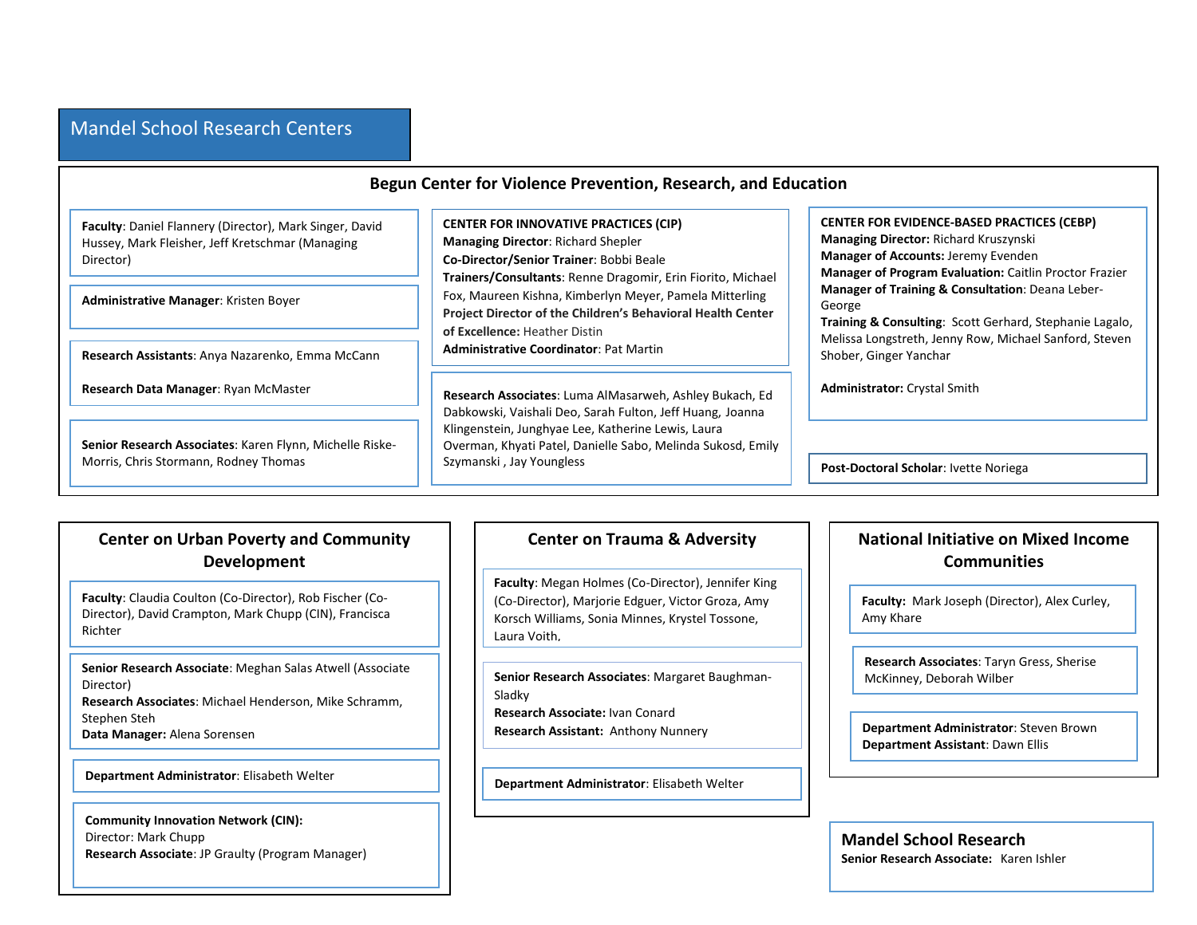# Mandel School Research Centers

## Begun Center for Violence Prevention, Research, and Education

**Faculty**: Daniel Flannery (Director), Mark Singer, David Hussey, Mark Fleisher, Jeff Kretschmar (Managing Director)

**Administrative Manager**: Kristen Boyer

**Research Assistants**: Anya Nazarenko, Emma McCann

**Research Data Manager**: Ryan McMaster

**Senior Research Associates**: Karen Flynn, Michelle Riske-Morris, Chris Stormann, Rodney Thomas

**CENTER FOR INNOVATIVE PRACTICES (CIP)**
**Managing Director**: Richard Shepler
**Co-Director/Senior Trainer**: Bobbi Beale
**Trainers/Consultants**: Renne Dragomir, Erin Fiorito, Michael Fox, Maureen Kishna, Kimberlyn Meyer, Pamela Mitterling
**Project Director of the Children's Behavioral Health Center of Excellence:** Heather Distin
**Administrative Coordinator**: Pat Martin

**Research Associates**: Luma AlMasarweh, Ashley Bukach, Ed Dabkowski, Vaishali Deo, Sarah Fulton, Jeff Huang, Joanna Klingenstein, Junghyae Lee, Katherine Lewis, Laura Overman, Khyati Patel, Danielle Sabo, Melinda Sukosd, Emily Szymanski , Jay Youngless

**CENTER FOR EVIDENCE-BASED PRACTICES (CEBP)**
**Managing Director:** Richard Kruszynski
**Manager of Accounts:** Jeremy Evenden
**Manager of Program Evaluation:** Caitlin Proctor Frazier
**Manager of Training & Consultation**: Deana Leber-George
**Training & Consulting**: Scott Gerhard, Stephanie Lagalo, Melissa Longstreth, Jenny Row, Michael Sanford, Steven Shober, Ginger Yanchar

**Administrator:** Crystal Smith

**Post-Doctoral Scholar**: Ivette Noriega

## Center on Urban Poverty and Community Development

**Faculty**: Claudia Coulton (Co-Director), Rob Fischer (Co-Director), David Crampton, Mark Chupp (CIN), Francisca Richter

**Senior Research Associate**: Meghan Salas Atwell (Associate Director)
**Research Associates**: Michael Henderson, Mike Schramm, Stephen Steh
**Data Manager:** Alena Sorensen

**Department Administrator**: Elisabeth Welter

**Community Innovation Network (CIN):**
Director: Mark Chupp
**Research Associate**: JP Graulty (Program Manager)

## Center on Trauma & Adversity

**Faculty**: Megan Holmes (Co-Director), Jennifer King (Co-Director), Marjorie Edguer, Victor Groza, Amy Korsch Williams, Sonia Minnes, Krystel Tossone, Laura Voith,

**Senior Research Associates**: Margaret Baughman-Sladky
**Research Associate:** Ivan Conard
**Research Assistant:** Anthony Nunnery

**Department Administrator**: Elisabeth Welter

## National Initiative on Mixed Income Communities

**Faculty:** Mark Joseph (Director), Alex Curley, Amy Khare

**Research Associates**: Taryn Gress, Sherise McKinney, Deborah Wilber

**Department Administrator**: Steven Brown
**Department Assistant**: Dawn Ellis

## Mandel School Research

**Senior Research Associate:** Karen Ishler